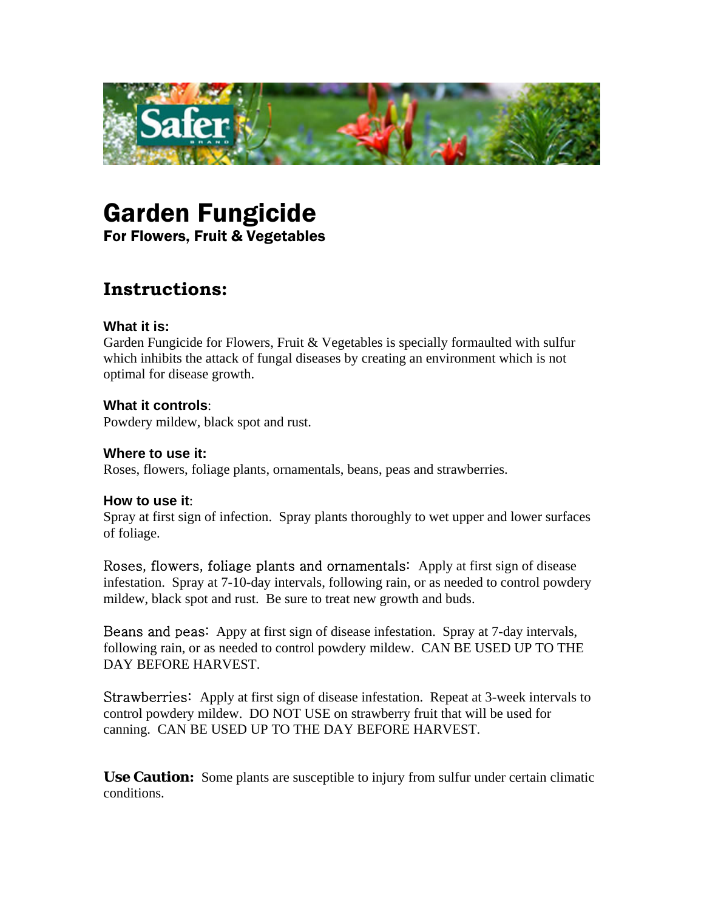# Garden Fungicide

## For Flowers, Fruit & Vegetables

## Instructions:

**What it is:**
Garden Fungicide for Flowers, Fruit & Vegetables is specially formaulted with sulfur which inhibits the attack of fungal diseases by creating an environment which is not optimal for disease growth.

**What it controls**:
Powdery mildew, black spot and rust.

**Where to use it:**
Roses, flowers, foliage plants, ornamentals, beans, peas and strawberries.

**How to use it**:
Spray at first sign of infection. Spray plants thoroughly to wet upper and lower surfaces of foliage.

Roses, flowers, foliage plants and ornamentals: Apply at first sign of disease infestation. Spray at 7-10-day intervals, following rain, or as needed to control powdery mildew, black spot and rust. Be sure to treat new growth and buds.

Beans and peas: Appy at first sign of disease infestation. Spray at 7-day intervals, following rain, or as needed to control powdery mildew. CAN BE USED UP TO THE DAY BEFORE HARVEST.

Strawberries: Apply at first sign of disease infestation. Repeat at 3-week intervals to control powdery mildew. DO NOT USE on strawberry fruit that will be used for canning. CAN BE USED UP TO THE DAY BEFORE HARVEST.

**Use Caution:** Some plants are susceptible to injury from sulfur under certain climatic conditions.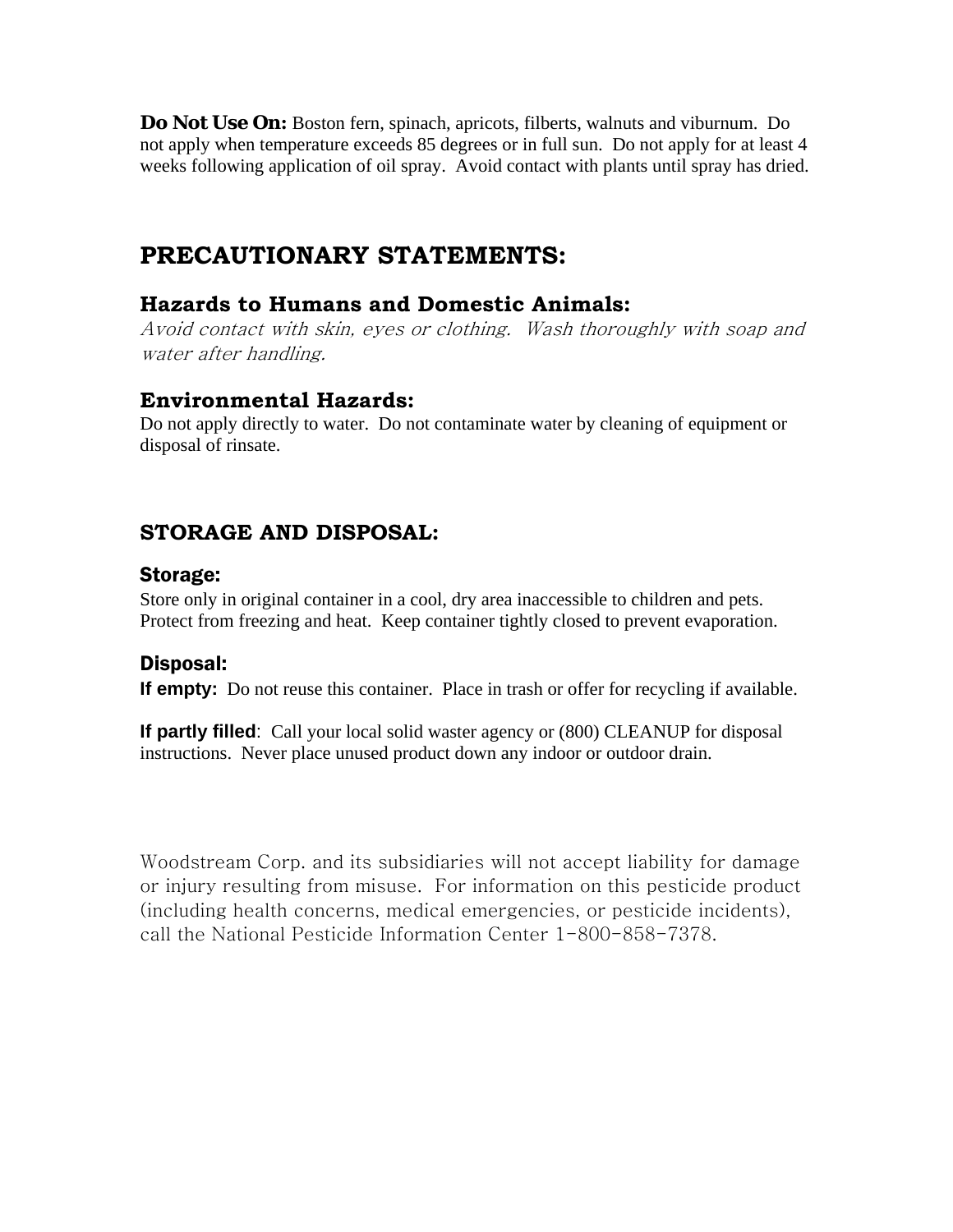**Do Not Use On:** Boston fern, spinach, apricots, filberts, walnuts and viburnum. Do not apply when temperature exceeds 85 degrees or in full sun. Do not apply for at least 4 weeks following application of oil spray. Avoid contact with plants until spray has dried.

## PRECAUTIONARY STATEMENTS:

### Hazards to Humans and Domestic Animals:

*Avoid contact with skin, eyes or clothing. Wash thoroughly with soap and water after handling.*

### Environmental Hazards:

Do not apply directly to water. Do not contaminate water by cleaning of equipment or disposal of rinsate.

## STORAGE AND DISPOSAL:

### Storage:

Store only in original container in a cool, dry area inaccessible to children and pets. Protect from freezing and heat. Keep container tightly closed to prevent evaporation.

### Disposal:

**If empty:** Do not reuse this container. Place in trash or offer for recycling if available.

**If partly filled**: Call your local solid waster agency or (800) CLEANUP for disposal instructions. Never place unused product down any indoor or outdoor drain.

Woodstream Corp. and its subsidiaries will not accept liability for damage or injury resulting from misuse. For information on this pesticide product (including health concerns, medical emergencies, or pesticide incidents), call the National Pesticide Information Center 1-800-858-7378.